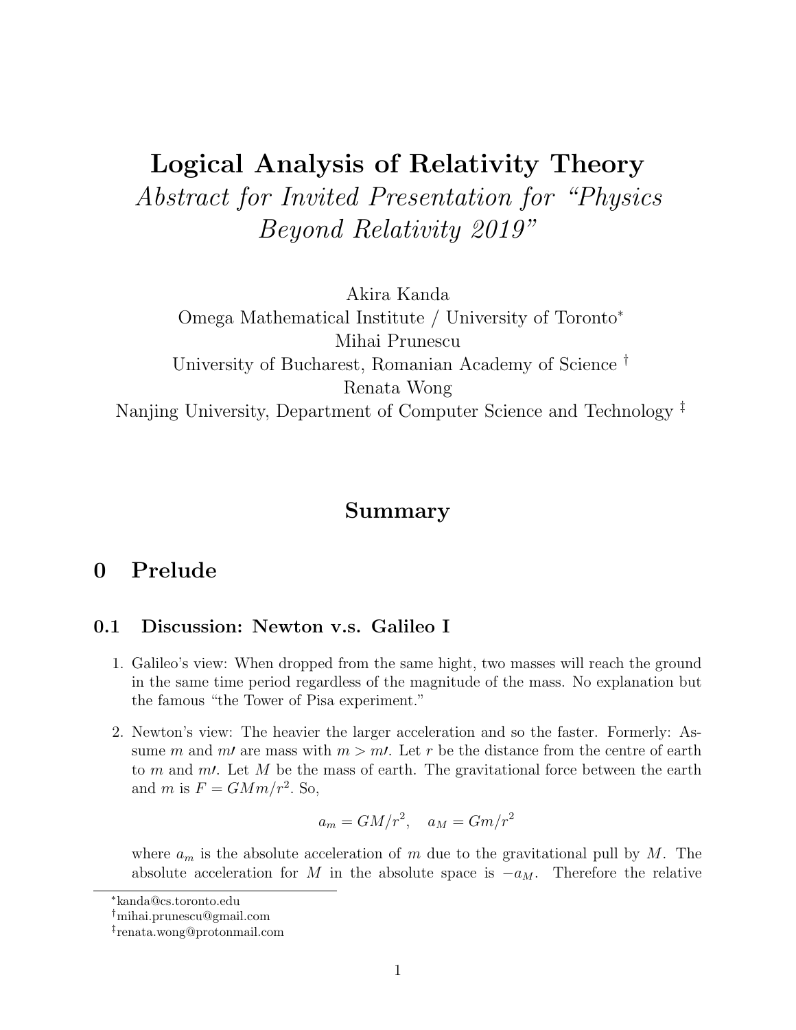# Logical Analysis of Relativity Theory

*Abstract for Invited Presentation for "Physics Beyond Relativity 2019"*

Akira Kanda
Omega Mathematical Institute / University of Toronto[*]
Mihai Prunescu
University of Bucharest, Romanian Academy of Science [†]
Renata Wong
Nanjing University, Department of Computer Science and Technology [‡]

## Summary

## 0 Prelude

### 0.1 Discussion: Newton v.s. Galileo I

1. Galileo's view: When dropped from the same hight, two masses will reach the ground in the same time period regardless of the magnitude of the mass. No explanation but the famous "the Tower of Pisa experiment."

2. Newton's view: The heavier the larger acceleration and so the faster. Formerly: Assume $m$ and $m\prime$ are mass with $m > m\prime$. Let $r$ be the distance from the centre of earth to $m$ and $m\prime$. Let $M$ be the mass of earth. The gravitational force between the earth and $m$ is $F = GMm/r^2$. So,

$$a_m = GM/r^2, \quad a_M = Gm/r^2$$

where $a_m$ is the absolute acceleration of $m$ due to the gravitational pull by $M$. The absolute acceleration for $M$ in the absolute space is $-a_M$. Therefore the relative

---

[*] kanda@cs.toronto.edu
[†] mihai.prunescu@gmail.com
[‡] renata.wong@protonmail.com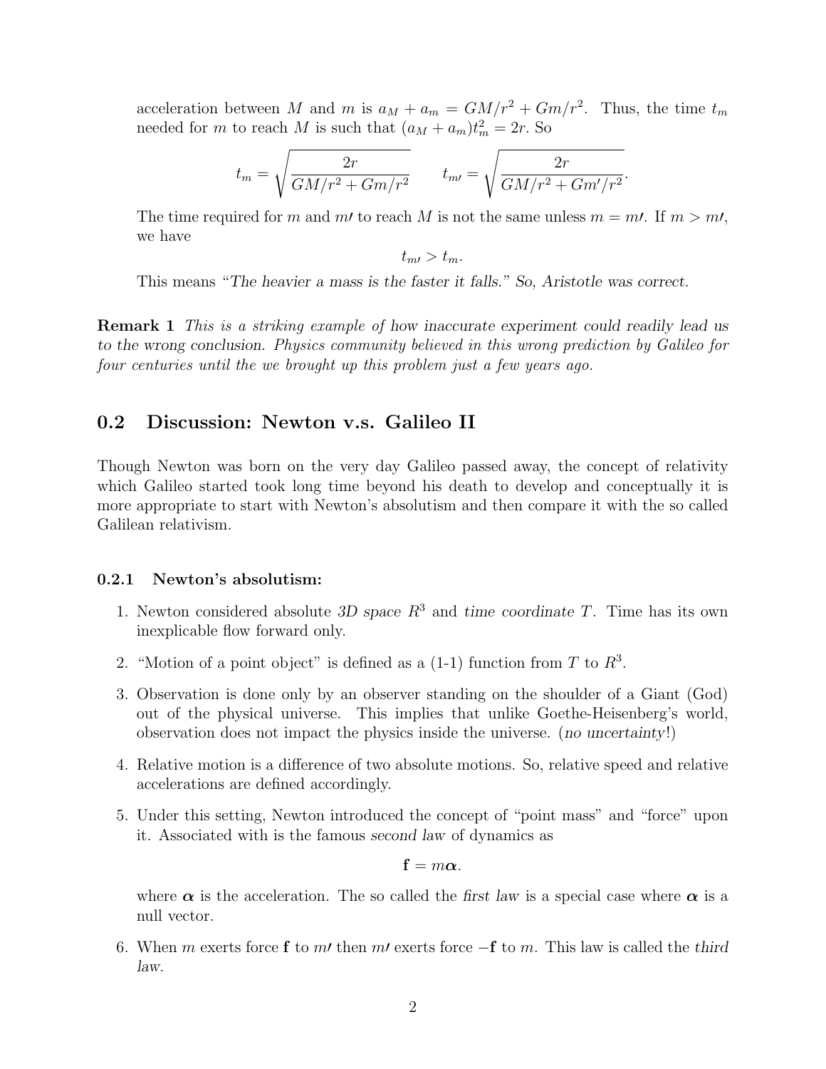acceleration between $M$ and $m$ is $a_M + a_m = GM/r^2 + Gm/r^2$. Thus, the time $t_m$ needed for $m$ to reach $M$ is such that $(a_M + a_m)t_m^2 = 2r$. So

$$t_m = \sqrt{\frac{2r}{GM/r^2 + Gm/r^2}} \qquad t_{m\prime} = \sqrt{\frac{2r}{GM/r^2 + Gm'/r^2}}.$$

The time required for $m$ and $m\prime$ to reach $M$ is not the same unless $m = m\prime$. If $m > m\prime$, we have

$$t_{m\prime} > t_m.$$

This means "*The heavier a mass is the faster it falls.*" *So, Aristotle was correct.*

**Remark 1** *This is a striking example of how inaccurate experiment could readily lead us to the wrong conclusion. Physics community believed in this wrong prediction by Galileo for four centuries until the we brought up this problem just a few years ago.*

## 0.2 Discussion: Newton v.s. Galileo II

Though Newton was born on the very day Galileo passed away, the concept of relativity which Galileo started took long time beyond his death to develop and conceptually it is more appropriate to start with Newton's absolutism and then compare it with the so called Galilean relativism.

### 0.2.1 Newton's absolutism:

1. Newton considered absolute *3D space* $R^3$ and *time coordinate* $T$. Time has its own inexplicable flow forward only.
2. "Motion of a point object" is defined as a (1-1) function from $T$ to $R^3$.
3. Observation is done only by an observer standing on the shoulder of a Giant (God) out of the physical universe. This implies that unlike Goethe-Heisenberg's world, observation does not impact the physics inside the universe. (*no uncertainty*!)
4. Relative motion is a difference of two absolute motions. So, relative speed and relative accelerations are defined accordingly.
5. Under this setting, Newton introduced the concept of "point mass" and "force" upon it. Associated with is the famous *second law* of dynamics as

$$\mathbf{f} = m\boldsymbol{\alpha}.$$

   where $\boldsymbol{\alpha}$ is the acceleration. The so called the *first law* is a special case where $\boldsymbol{\alpha}$ is a null vector.

6. When $m$ exerts force $\mathbf{f}$ to $m\prime$ then $m\prime$ exerts force $-\mathbf{f}$ to $m$. This law is called the *third law*.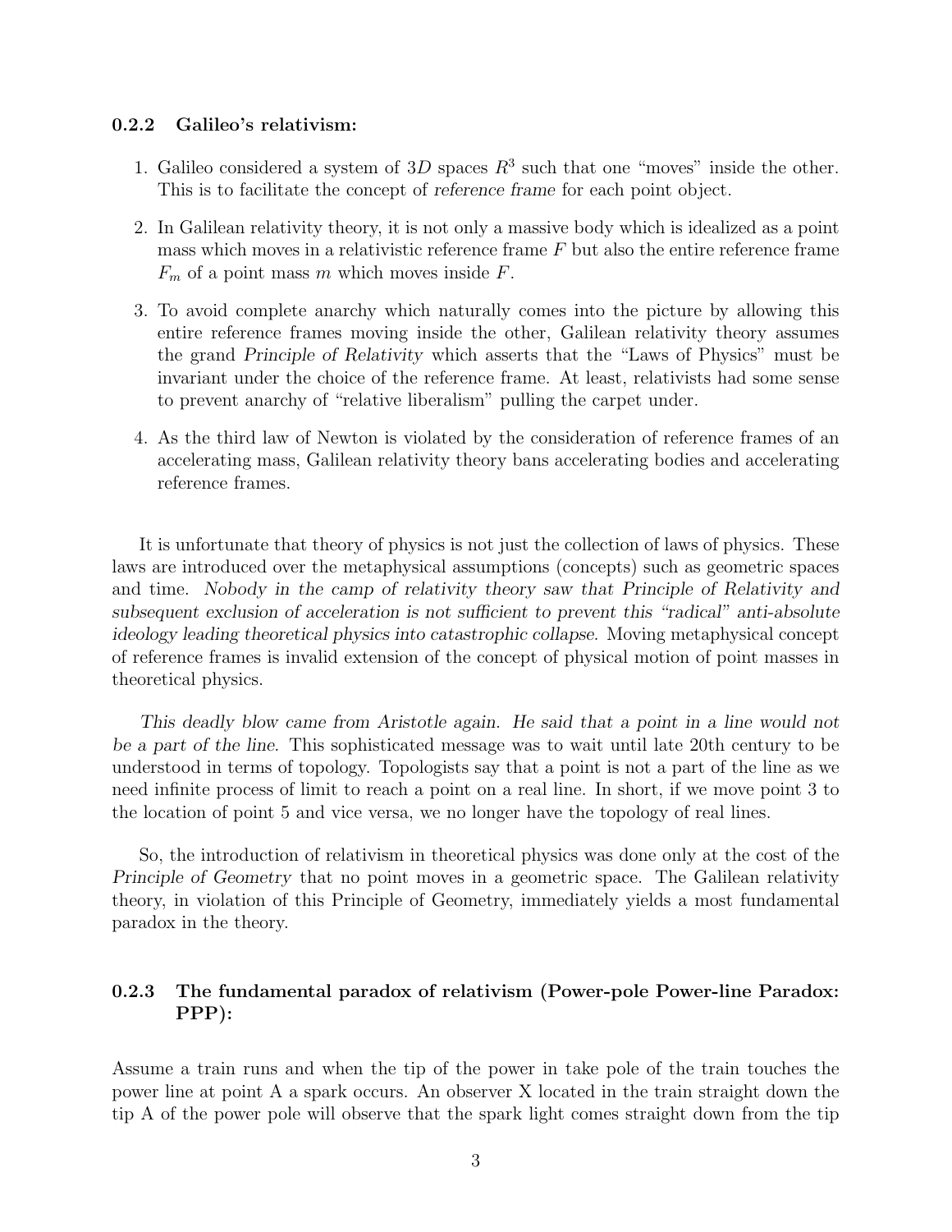### 0.2.2 Galileo's relativism:

1. Galileo considered a system of $3D$ spaces $R^3$ such that one "moves" inside the other. This is to facilitate the concept of *reference frame* for each point object.

2. In Galilean relativity theory, it is not only a massive body which is idealized as a point mass which moves in a relativistic reference frame $F$ but also the entire reference frame $F_m$ of a point mass $m$ which moves inside $F$.

3. To avoid complete anarchy which naturally comes into the picture by allowing this entire reference frames moving inside the other, Galilean relativity theory assumes the grand *Principle of Relativity* which asserts that the "Laws of Physics" must be invariant under the choice of the reference frame. At least, relativists had some sense to prevent anarchy of "relative liberalism" pulling the carpet under.

4. As the third law of Newton is violated by the consideration of reference frames of an accelerating mass, Galilean relativity theory bans accelerating bodies and accelerating reference frames.

It is unfortunate that theory of physics is not just the collection of laws of physics. These laws are introduced over the metaphysical assumptions (concepts) such as geometric spaces and time. *Nobody in the camp of relativity theory saw that Principle of Relativity and subsequent exclusion of acceleration is not sufficient to prevent this "radical" anti-absolute ideology leading theoretical physics into catastrophic collapse.* Moving metaphysical concept of reference frames is invalid extension of the concept of physical motion of point masses in theoretical physics.

*This deadly blow came from Aristotle again. He said that a point in a line would not be a part of the line.* This sophisticated message was to wait until late 20th century to be understood in terms of topology. Topologists say that a point is not a part of the line as we need infinite process of limit to reach a point on a real line. In short, if we move point 3 to the location of point 5 and vice versa, we no longer have the topology of real lines.

So, the introduction of relativism in theoretical physics was done only at the cost of the *Principle of Geometry* that no point moves in a geometric space. The Galilean relativity theory, in violation of this Principle of Geometry, immediately yields a most fundamental paradox in the theory.

### 0.2.3 The fundamental paradox of relativism (Power-pole Power-line Paradox: PPP):

Assume a train runs and when the tip of the power in take pole of the train touches the power line at point A a spark occurs. An observer X located in the train straight down the tip A of the power pole will observe that the spark light comes straight down from the tip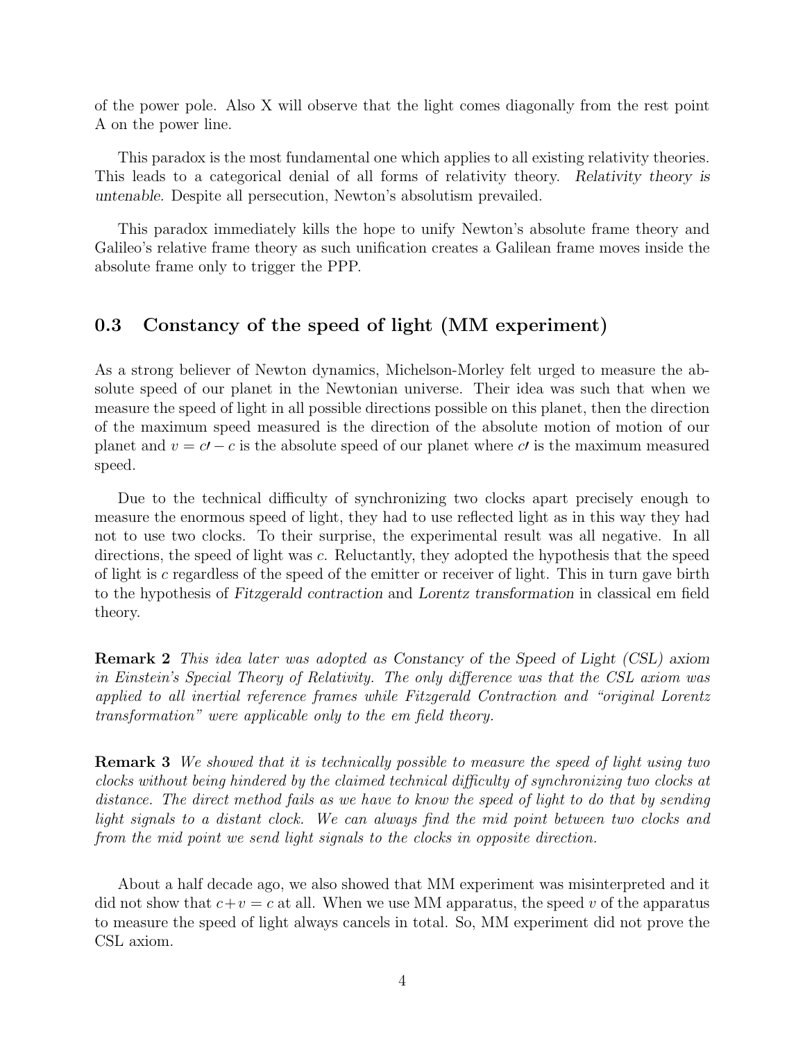of the power pole. Also X will observe that the light comes diagonally from the rest point A on the power line.

This paradox is the most fundamental one which applies to all existing relativity theories. This leads to a categorical denial of all forms of relativity theory. *Relativity theory is untenable.* Despite all persecution, Newton's absolutism prevailed.

This paradox immediately kills the hope to unify Newton's absolute frame theory and Galileo's relative frame theory as such unification creates a Galilean frame moves inside the absolute frame only to trigger the PPP.

## 0.3 Constancy of the speed of light (MM experiment)

As a strong believer of Newton dynamics, Michelson-Morley felt urged to measure the absolute speed of our planet in the Newtonian universe. Their idea was such that when we measure the speed of light in all possible directions possible on this planet, then the direction of the maximum speed measured is the direction of the absolute motion of motion of our planet and $v = c\prime - c$ is the absolute speed of our planet where $c\prime$ is the maximum measured speed.

Due to the technical difficulty of synchronizing two clocks apart precisely enough to measure the enormous speed of light, they had to use reflected light as in this way they had not to use two clocks. To their surprise, the experimental result was all negative. In all directions, the speed of light was $c$. Reluctantly, they adopted the hypothesis that the speed of light is $c$ regardless of the speed of the emitter or receiver of light. This in turn gave birth to the hypothesis of *Fitzgerald contraction* and *Lorentz transformation* in classical em field theory.

**Remark 2** *This idea later was adopted as Constancy of the Speed of Light (CSL) axiom in Einstein's Special Theory of Relativity. The only difference was that the CSL axiom was applied to all inertial reference frames while Fitzgerald Contraction and "original Lorentz transformation" were applicable only to the em field theory.*

**Remark 3** *We showed that it is technically possible to measure the speed of light using two clocks without being hindered by the claimed technical difficulty of synchronizing two clocks at distance. The direct method fails as we have to know the speed of light to do that by sending light signals to a distant clock. We can always find the mid point between two clocks and from the mid point we send light signals to the clocks in opposite direction.*

About a half decade ago, we also showed that MM experiment was misinterpreted and it did not show that $c+v = c$ at all. When we use MM apparatus, the speed $v$ of the apparatus to measure the speed of light always cancels in total. So, MM experiment did not prove the CSL axiom.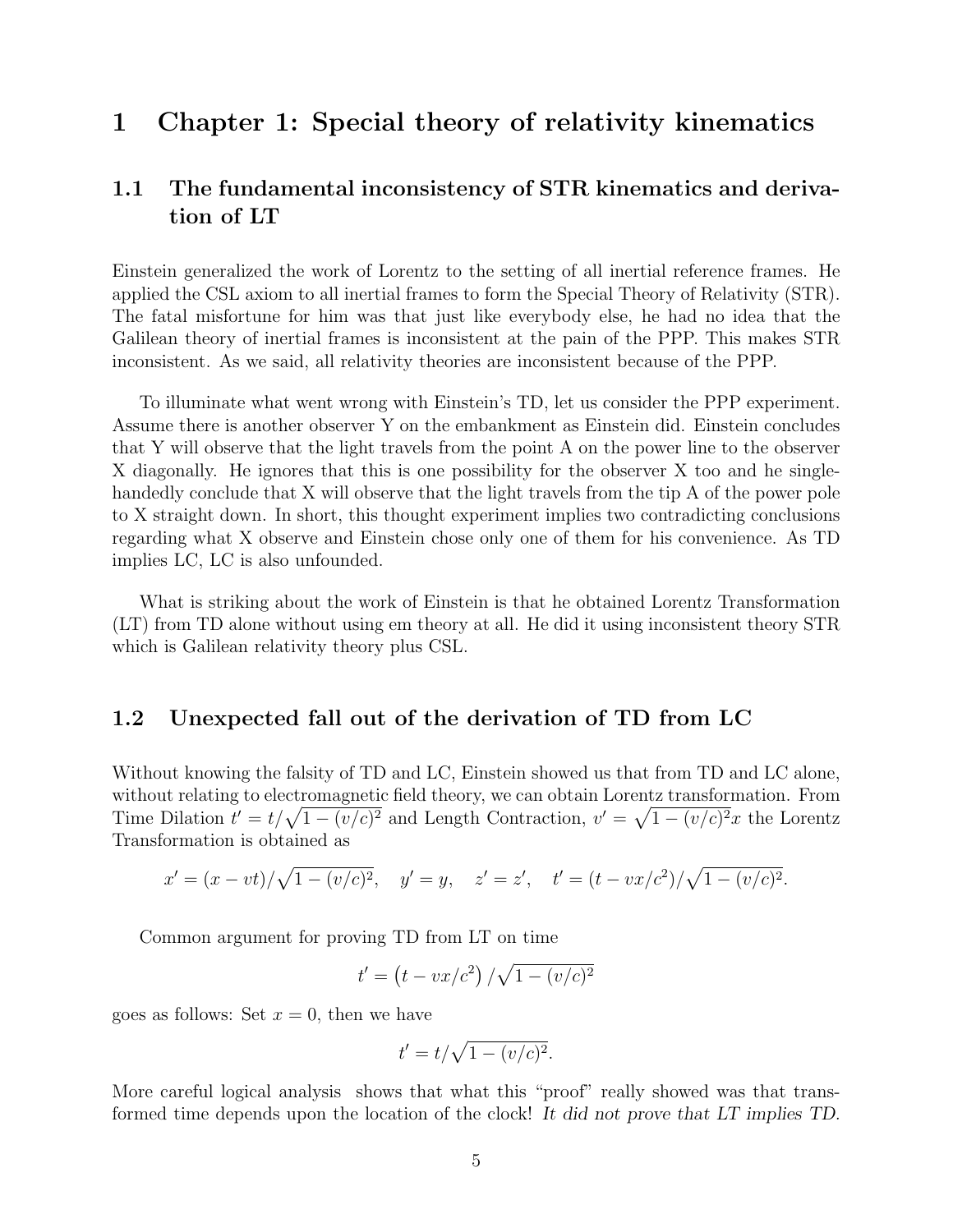# 1 Chapter 1: Special theory of relativity kinematics

## 1.1 The fundamental inconsistency of STR kinematics and derivation of LT

Einstein generalized the work of Lorentz to the setting of all inertial reference frames. He applied the CSL axiom to all inertial frames to form the Special Theory of Relativity (STR). The fatal misfortune for him was that just like everybody else, he had no idea that the Galilean theory of inertial frames is inconsistent at the pain of the PPP. This makes STR inconsistent. As we said, all relativity theories are inconsistent because of the PPP.

To illuminate what went wrong with Einstein's TD, let us consider the PPP experiment. Assume there is another observer Y on the embankment as Einstein did. Einstein concludes that Y will observe that the light travels from the point A on the power line to the observer X diagonally. He ignores that this is one possibility for the observer X too and he single-handedly conclude that X will observe that the light travels from the tip A of the power pole to X straight down. In short, this thought experiment implies two contradicting conclusions regarding what X observe and Einstein chose only one of them for his convenience. As TD implies LC, LC is also unfounded.

What is striking about the work of Einstein is that he obtained Lorentz Transformation (LT) from TD alone without using em theory at all. He did it using inconsistent theory STR which is Galilean relativity theory plus CSL.

## 1.2 Unexpected fall out of the derivation of TD from LC

Without knowing the falsity of TD and LC, Einstein showed us that from TD and LC alone, without relating to electromagnetic field theory, we can obtain Lorentz transformation. From Time Dilation $t' = t/\sqrt{1-(v/c)^2}$ and Length Contraction, $v' = \sqrt{1-(v/c)^2}x$ the Lorentz Transformation is obtained as

$$x' = (x - vt)/\sqrt{1-(v/c)^2}, \quad y' = y, \quad z' = z', \quad t' = (t - vx/c^2)/\sqrt{1-(v/c)^2}.$$

Common argument for proving TD from LT on time

$$t' = \left(t - vx/c^2\right)/\sqrt{1-(v/c)^2}$$

goes as follows: Set $x = 0$, then we have

$$t' = t/\sqrt{1-(v/c)^2}.$$

More careful logical analysis shows that what this "proof" really showed was that transformed time depends upon the location of the clock! *It did not prove that LT implies TD.*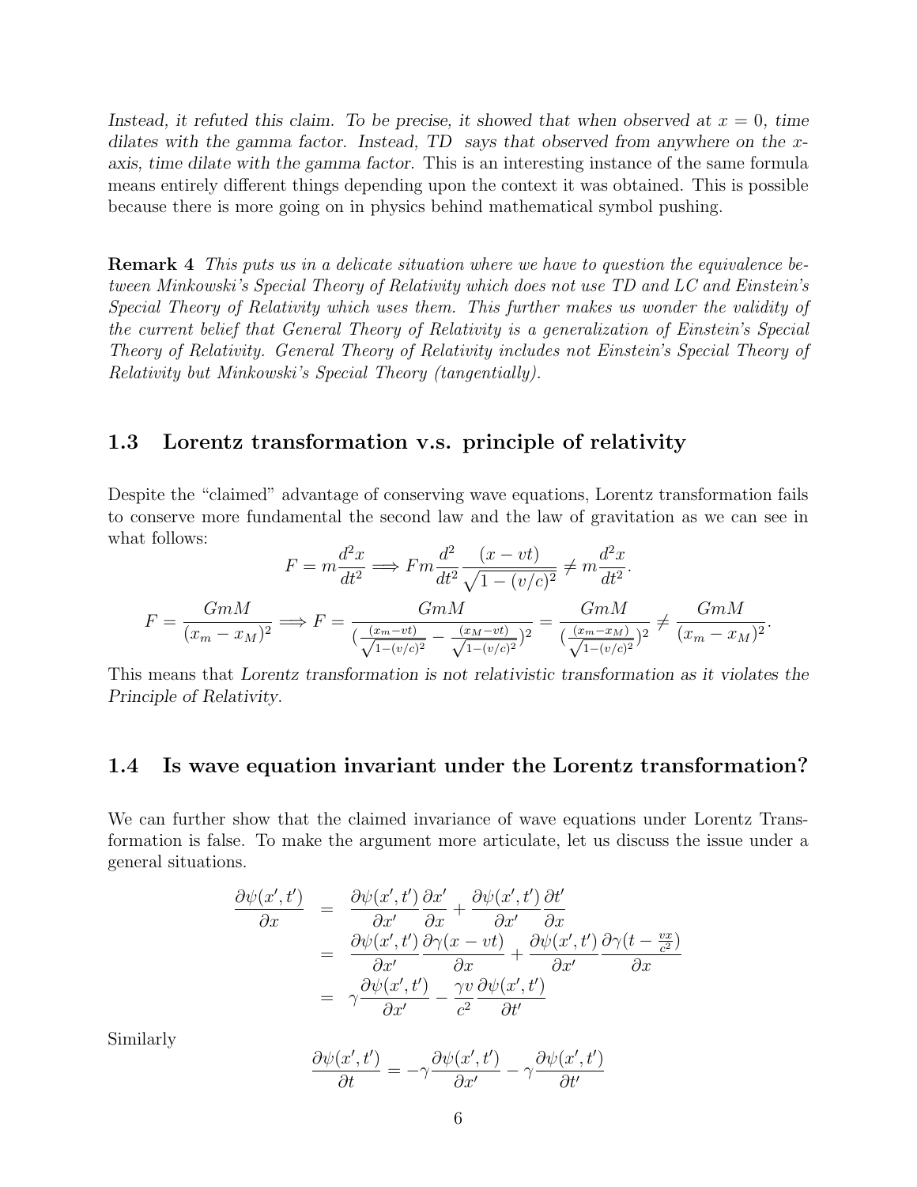*Instead, it refuted this claim. To be precise, it showed that when observed at $x = 0$, time dilates with the gamma factor. Instead, TD says that observed from anywhere on the x-axis, time dilate with the gamma factor.* This is an interesting instance of the same formula means entirely different things depending upon the context it was obtained. This is possible because there is more going on in physics behind mathematical symbol pushing.

**Remark 4** *This puts us in a delicate situation where we have to question the equivalence between Minkowski's Special Theory of Relativity which does not use TD and LC and Einstein's Special Theory of Relativity which uses them. This further makes us wonder the validity of the current belief that General Theory of Relativity is a generalization of Einstein's Special Theory of Relativity. General Theory of Relativity includes not Einstein's Special Theory of Relativity but Minkowski's Special Theory (tangentially).*

## 1.3 Lorentz transformation v.s. principle of relativity

Despite the "claimed" advantage of conserving wave equations, Lorentz transformation fails to conserve more fundamental the second law and the law of gravitation as we can see in what follows:

$$F = m\frac{d^2x}{dt^2} \Longrightarrow Fm\frac{d^2}{dt^2}\frac{(x-vt)}{\sqrt{1-(v/c)^2}} \neq m\frac{d^2x}{dt^2}.$$

$$F = \frac{GmM}{(x_m - x_M)^2} \Longrightarrow F = \frac{GmM}{(\frac{(x_m-vt)}{\sqrt{1-(v/c)^2}} - \frac{(x_M-vt)}{\sqrt{1-(v/c)^2}})^2} = \frac{GmM}{(\frac{(x_m-x_M)}{\sqrt{1-(v/c)^2}})^2} \neq \frac{GmM}{(x_m-x_M)^2}.$$

This means that *Lorentz transformation is not relativistic transformation as it violates the Principle of Relativity.*

## 1.4 Is wave equation invariant under the Lorentz transformation?

We can further show that the claimed invariance of wave equations under Lorentz Transformation is false. To make the argument more articulate, let us discuss the issue under a general situations.

$$\begin{aligned}
\frac{\partial\psi(x',t')}{\partial x} &= \frac{\partial\psi(x',t')}{\partial x'}\frac{\partial x'}{\partial x} + \frac{\partial\psi(x',t')}{\partial x'}\frac{\partial t'}{\partial x} \\
&= \frac{\partial\psi(x',t')}{\partial x'}\frac{\partial\gamma(x-vt)}{\partial x} + \frac{\partial\psi(x',t')}{\partial x'}\frac{\partial\gamma(t-\frac{vx}{c^2})}{\partial x} \\
&= \gamma\frac{\partial\psi(x',t')}{\partial x'} - \frac{\gamma v}{c^2}\frac{\partial\psi(x',t')}{\partial t'}
\end{aligned}$$

Similarly

$$\frac{\partial\psi(x',t')}{\partial t} = -\gamma\frac{\partial\psi(x',t')}{\partial x'} - \gamma\frac{\partial\psi(x',t')}{\partial t'}$$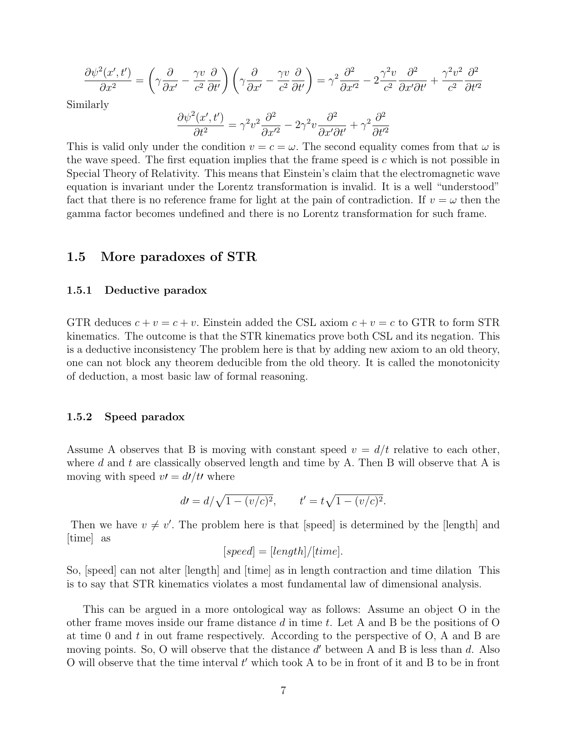$$\frac{\partial\psi^2(x',t')}{\partial x^2} = \left(\gamma\frac{\partial}{\partial x'} - \frac{\gamma v}{c^2}\frac{\partial}{\partial t'}\right)\left(\gamma\frac{\partial}{\partial x'} - \frac{\gamma v}{c^2}\frac{\partial}{\partial t'}\right) = \gamma^2\frac{\partial^2}{\partial x'^2} - 2\frac{\gamma^2 v}{c^2}\frac{\partial^2}{\partial x'\partial t'} + \frac{\gamma^2 v^2}{c^2}\frac{\partial^2}{\partial t'^2}$$

Similarly

$$\frac{\partial\psi^2(x',t')}{\partial t^2} = \gamma^2 v^2\frac{\partial^2}{\partial x'^2} - 2\gamma^2 v\frac{\partial^2}{\partial x'\partial t'} + \gamma^2\frac{\partial^2}{\partial t'^2}$$

This is valid only under the condition $v = c = \omega$. The second equality comes from that $\omega$ is the wave speed. The first equation implies that the frame speed is $c$ which is not possible in Special Theory of Relativity. This means that Einstein's claim that the electromagnetic wave equation is invariant under the Lorentz transformation is invalid. It is a well "understood" fact that there is no reference frame for light at the pain of contradiction. If $v = \omega$ then the gamma factor becomes undefined and there is no Lorentz transformation for such frame.

## 1.5 More paradoxes of STR

### 1.5.1 Deductive paradox

GTR deduces $c + v = c + v$. Einstein added the CSL axiom $c + v = c$ to GTR to form STR kinematics. The outcome is that the STR kinematics prove both CSL and its negation. This is a deductive inconsistency The problem here is that by adding new axiom to an old theory, one can not block any theorem deducible from the old theory. It is called the monotonicity of deduction, a most basic law of formal reasoning.

### 1.5.2 Speed paradox

Assume A observes that B is moving with constant speed $v = d/t$ relative to each other, where $d$ and $t$ are classically observed length and time by A. Then B will observe that A is moving with speed $v\prime = d\prime/t\prime$ where

$$d\prime = d/\sqrt{1-(v/c)^2}, \qquad t' = t\sqrt{1-(v/c)^2}.$$

Then we have $v \neq v'$. The problem here is that [speed] is determined by the [length] and [time] as

$$[speed] = [length]/[time].$$

So, [speed] can not alter [length] and [time] as in length contraction and time dilation This is to say that STR kinematics violates a most fundamental law of dimensional analysis.

This can be argued in a more ontological way as follows: Assume an object O in the other frame moves inside our frame distance $d$ in time $t$. Let A and B be the positions of O at time 0 and $t$ in out frame respectively. According to the perspective of O, A and B are moving points. So, O will observe that the distance $d'$ between A and B is less than $d$. Also O will observe that the time interval $t'$ which took A to be in front of it and B to be in front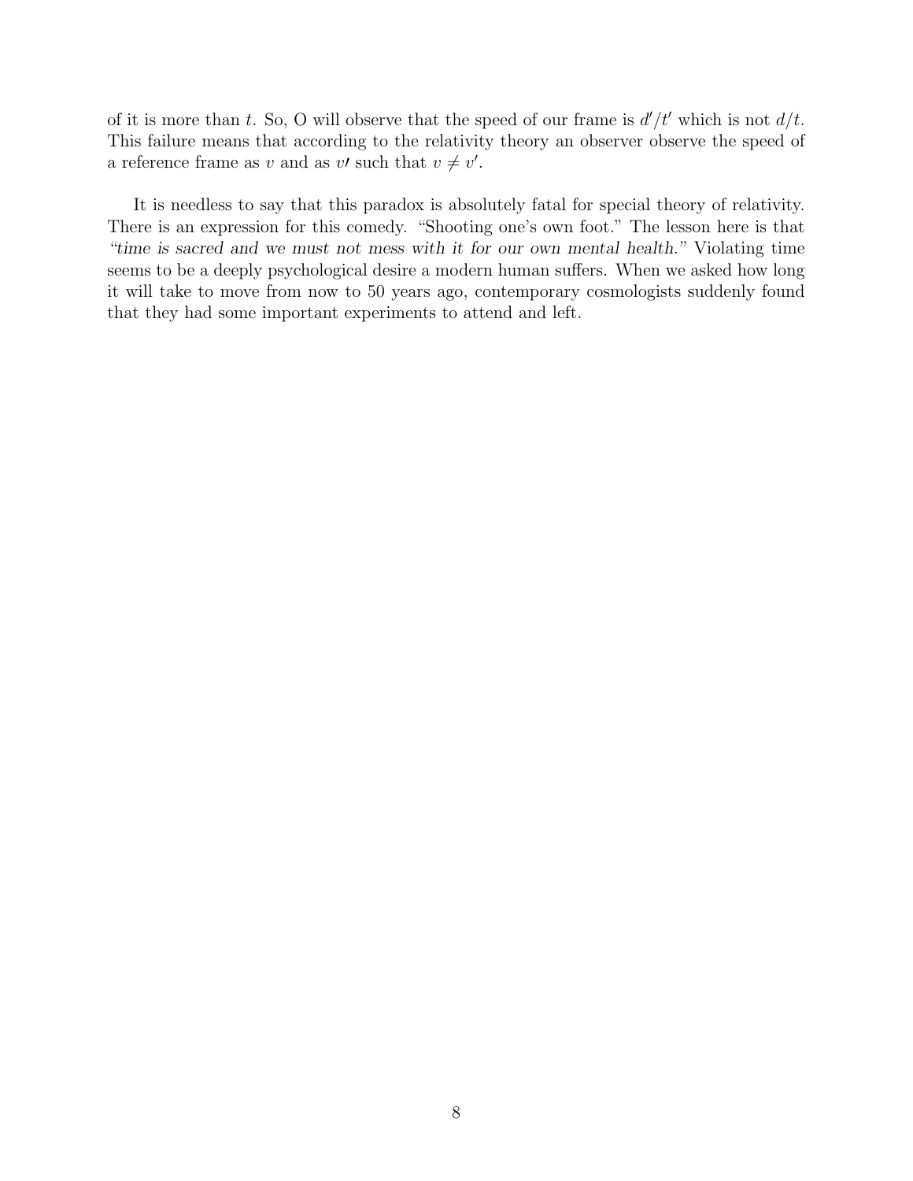of it is more than $t$. So, O will observe that the speed of our frame is $d'/t'$ which is not $d/t$. This failure means that according to the relativity theory an observer observe the speed of a reference frame as $v$ and as $v\prime$ such that $v \neq v'$.

It is needless to say that this paradox is absolutely fatal for special theory of relativity. There is an expression for this comedy. "Shooting one's own foot." The lesson here is that *"time is sacred and we must not mess with it for our own mental health."* Violating time seems to be a deeply psychological desire a modern human suffers. When we asked how long it will take to move from now to 50 years ago, contemporary cosmologists suddenly found that they had some important experiments to attend and left.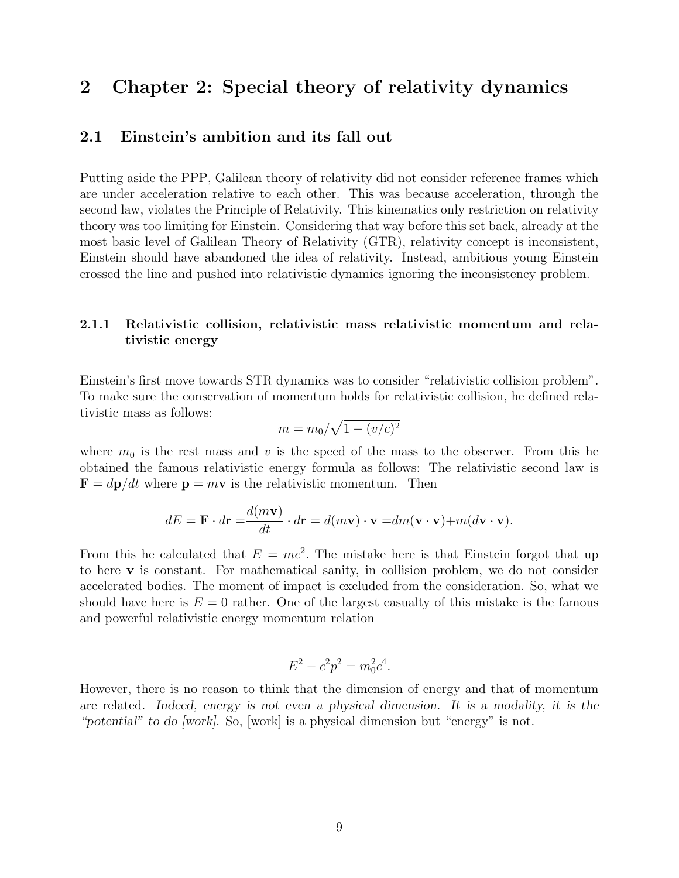# 2 Chapter 2: Special theory of relativity dynamics

## 2.1 Einstein's ambition and its fall out

Putting aside the PPP, Galilean theory of relativity did not consider reference frames which are under acceleration relative to each other. This was because acceleration, through the second law, violates the Principle of Relativity. This kinematics only restriction on relativity theory was too limiting for Einstein. Considering that way before this set back, already at the most basic level of Galilean Theory of Relativity (GTR), relativity concept is inconsistent, Einstein should have abandoned the idea of relativity. Instead, ambitious young Einstein crossed the line and pushed into relativistic dynamics ignoring the inconsistency problem.

### 2.1.1 Relativistic collision, relativistic mass relativistic momentum and relativistic energy

Einstein's first move towards STR dynamics was to consider "relativistic collision problem". To make sure the conservation of momentum holds for relativistic collision, he defined relativistic mass as follows:

$$m = m_0/\sqrt{1-(v/c)^2}$$

where $m_0$ is the rest mass and $v$ is the speed of the mass to the observer. From this he obtained the famous relativistic energy formula as follows: The relativistic second law is $\mathbf{F} = d\mathbf{p}/dt$ where $\mathbf{p} = m\mathbf{v}$ is the relativistic momentum. Then

$$dE = \mathbf{F}\cdot d\mathbf{r} = \frac{d(m\mathbf{v})}{dt}\cdot d\mathbf{r} = d(m\mathbf{v})\cdot\mathbf{v} = dm(\mathbf{v}\cdot\mathbf{v}) + m(d\mathbf{v}\cdot\mathbf{v}).$$

From this he calculated that $E = mc^2$. The mistake here is that Einstein forgot that up to here $\mathbf{v}$ is constant. For mathematical sanity, in collision problem, we do not consider accelerated bodies. The moment of impact is excluded from the consideration. So, what we should have here is $E = 0$ rather. One of the largest casualty of this mistake is the famous and powerful relativistic energy momentum relation

$$E^2 - c^2p^2 = m_0^2c^4.$$

However, there is no reason to think that the dimension of energy and that of momentum are related. *Indeed, energy is not even a physical dimension. It is a modality, it is the "potential" to do [work].* So, [work] is a physical dimension but "energy" is not.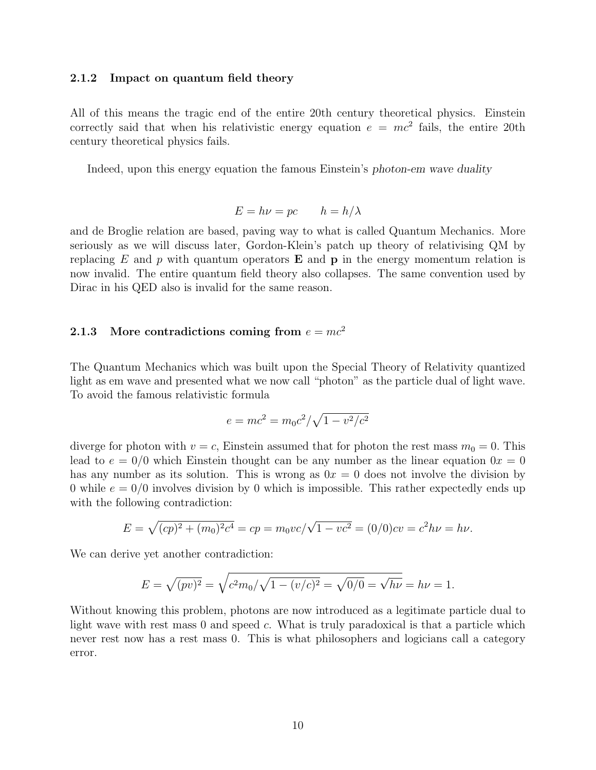### 2.1.2 Impact on quantum field theory

All of this means the tragic end of the entire 20th century theoretical physics. Einstein correctly said that when his relativistic energy equation $e = mc^2$ fails, the entire 20th century theoretical physics fails.

Indeed, upon this energy equation the famous Einstein's *photon-em wave duality*

$$E = h\nu = pc \qquad h = h/\lambda$$

and de Broglie relation are based, paving way to what is called Quantum Mechanics. More seriously as we will discuss later, Gordon-Klein's patch up theory of relativising QM by replacing $E$ and $p$ with quantum operators $\mathbf{E}$ and $\mathbf{p}$ in the energy momentum relation is now invalid. The entire quantum field theory also collapses. The same convention used by Dirac in his QED also is invalid for the same reason.

### 2.1.3 More contradictions coming from $e = mc^2$

The Quantum Mechanics which was built upon the Special Theory of Relativity quantized light as em wave and presented what we now call "photon" as the particle dual of light wave. To avoid the famous relativistic formula

$$e = mc^2 = m_0c^2/\sqrt{1 - v^2/c^2}$$

diverge for photon with $v = c$, Einstein assumed that for photon the rest mass $m_0 = 0$. This lead to $e = 0/0$ which Einstein thought can be any number as the linear equation $0x = 0$ has any number as its solution. This is wrong as $0x = 0$ does not involve the division by 0 while $e = 0/0$ involves division by 0 which is impossible. This rather expectedly ends up with the following contradiction:

$$E = \sqrt{(cp)^2 + (m_0)^2c^4} = cp = m_0vc/\sqrt{1 - vc^2} = (0/0)cv = c^2h\nu = h\nu.$$

We can derive yet another contradiction:

$$E = \sqrt{(pv)^2} = \sqrt{c^2m_0/\sqrt{1 - (v/c)^2}} = \sqrt{0/0} = \sqrt{h\nu} = h\nu = 1.$$

Without knowing this problem, photons are now introduced as a legitimate particle dual to light wave with rest mass 0 and speed $c$. What is truly paradoxical is that a particle which never rest now has a rest mass 0. This is what philosophers and logicians call a category error.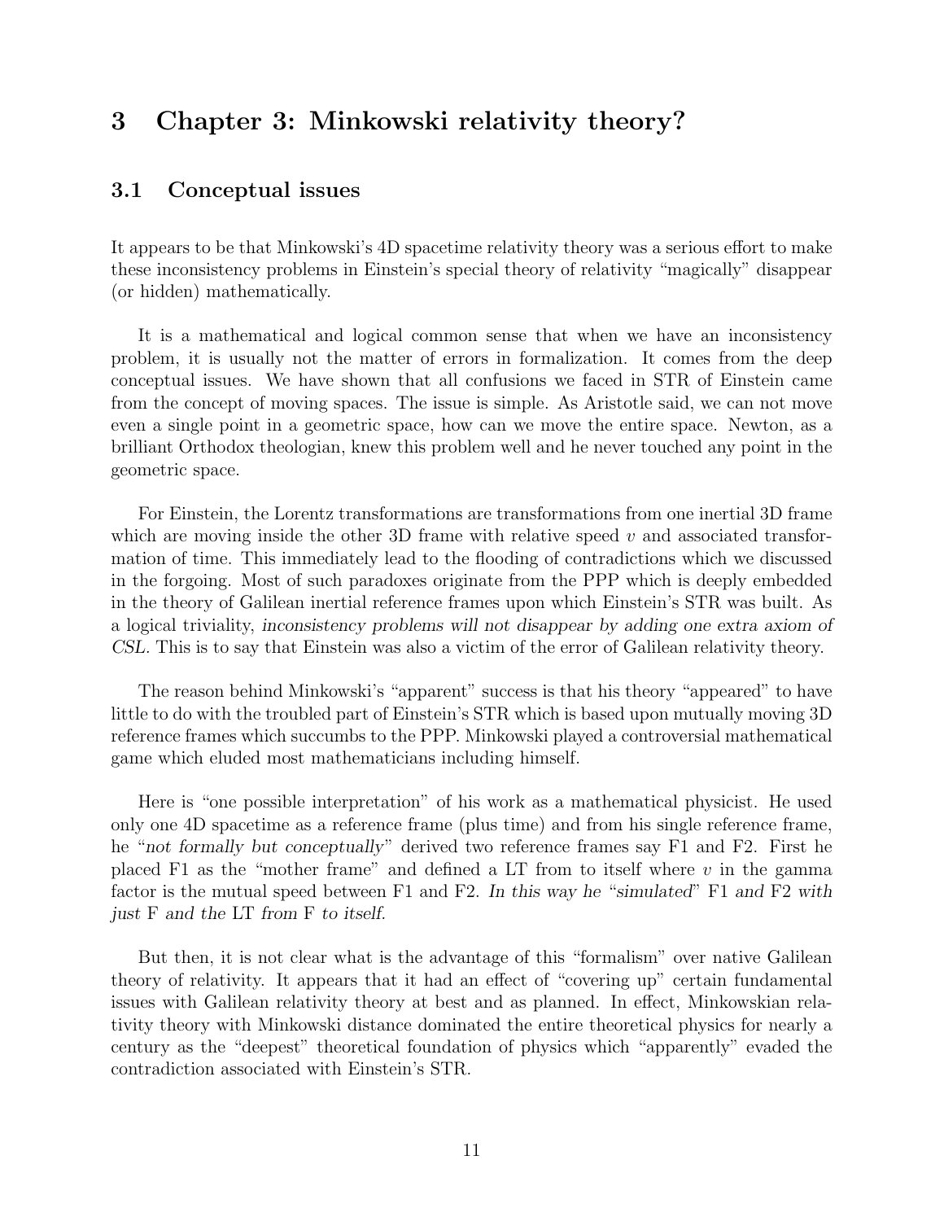# 3 Chapter 3: Minkowski relativity theory?

## 3.1 Conceptual issues

It appears to be that Minkowski's 4D spacetime relativity theory was a serious effort to make these inconsistency problems in Einstein's special theory of relativity "magically" disappear (or hidden) mathematically.

It is a mathematical and logical common sense that when we have an inconsistency problem, it is usually not the matter of errors in formalization. It comes from the deep conceptual issues. We have shown that all confusions we faced in STR of Einstein came from the concept of moving spaces. The issue is simple. As Aristotle said, we can not move even a single point in a geometric space, how can we move the entire space. Newton, as a brilliant Orthodox theologian, knew this problem well and he never touched any point in the geometric space.

For Einstein, the Lorentz transformations are transformations from one inertial 3D frame which are moving inside the other 3D frame with relative speed $v$ and associated transformation of time. This immediately lead to the flooding of contradictions which we discussed in the forgoing. Most of such paradoxes originate from the PPP which is deeply embedded in the theory of Galilean inertial reference frames upon which Einstein's STR was built. As a logical triviality, *inconsistency problems will not disappear by adding one extra axiom of CSL*. This is to say that Einstein was also a victim of the error of Galilean relativity theory.

The reason behind Minkowski's "apparent" success is that his theory "appeared" to have little to do with the troubled part of Einstein's STR which is based upon mutually moving 3D reference frames which succumbs to the PPP. Minkowski played a controversial mathematical game which eluded most mathematicians including himself.

Here is "one possible interpretation" of his work as a mathematical physicist. He used only one 4D spacetime as a reference frame (plus time) and from his single reference frame, he "*not formally but conceptually*" derived two reference frames say F1 and F2. First he placed F1 as the "mother frame" and defined a LT from to itself where $v$ in the gamma factor is the mutual speed between F1 and F2. *In this way he "simulated" F1 and F2 with just F and the LT from F to itself.*

But then, it is not clear what is the advantage of this "formalism" over native Galilean theory of relativity. It appears that it had an effect of "covering up" certain fundamental issues with Galilean relativity theory at best and as planned. In effect, Minkowskian relativity theory with Minkowski distance dominated the entire theoretical physics for nearly a century as the "deepest" theoretical foundation of physics which "apparently" evaded the contradiction associated with Einstein's STR.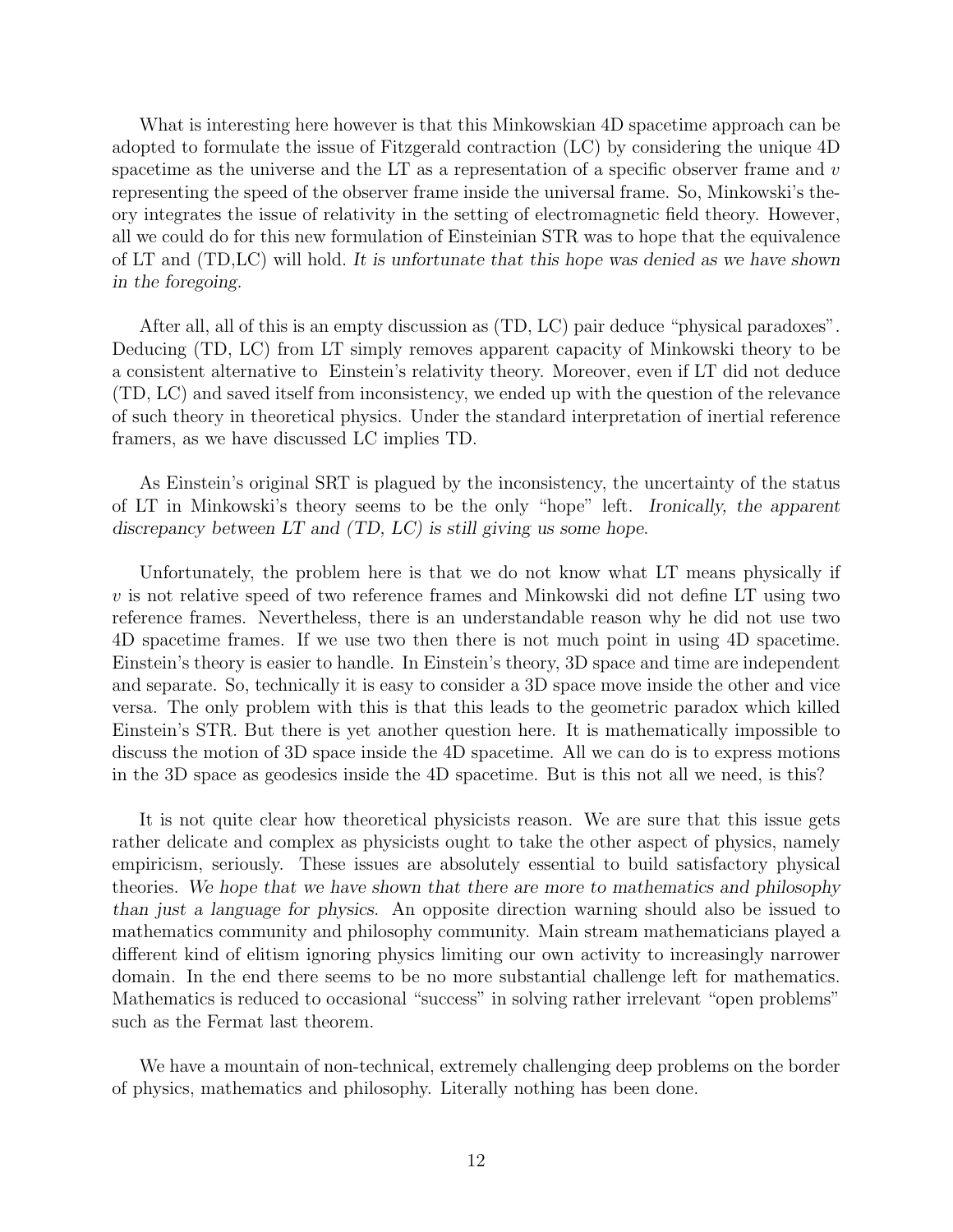What is interesting here however is that this Minkowskian 4D spacetime approach can be adopted to formulate the issue of Fitzgerald contraction (LC) by considering the unique 4D spacetime as the universe and the LT as a representation of a specific observer frame and $v$ representing the speed of the observer frame inside the universal frame. So, Minkowski's theory integrates the issue of relativity in the setting of electromagnetic field theory. However, all we could do for this new formulation of Einsteinian STR was to hope that the equivalence of LT and (TD,LC) will hold. *It is unfortunate that this hope was denied as we have shown in the foregoing.*

After all, all of this is an empty discussion as (TD, LC) pair deduce "physical paradoxes". Deducing (TD, LC) from LT simply removes apparent capacity of Minkowski theory to be a consistent alternative to Einstein's relativity theory. Moreover, even if LT did not deduce (TD, LC) and saved itself from inconsistency, we ended up with the question of the relevance of such theory in theoretical physics. Under the standard interpretation of inertial reference framers, as we have discussed LC implies TD.

As Einstein's original SRT is plagued by the inconsistency, the uncertainty of the status of LT in Minkowski's theory seems to be the only "hope" left. *Ironically, the apparent discrepancy between LT and (TD, LC) is still giving us some hope.*

Unfortunately, the problem here is that we do not know what LT means physically if $v$ is not relative speed of two reference frames and Minkowski did not define LT using two reference frames. Nevertheless, there is an understandable reason why he did not use two 4D spacetime frames. If we use two then there is not much point in using 4D spacetime. Einstein's theory is easier to handle. In Einstein's theory, 3D space and time are independent and separate. So, technically it is easy to consider a 3D space move inside the other and vice versa. The only problem with this is that this leads to the geometric paradox which killed Einstein's STR. But there is yet another question here. It is mathematically impossible to discuss the motion of 3D space inside the 4D spacetime. All we can do is to express motions in the 3D space as geodesics inside the 4D spacetime. But is this not all we need, is this?

It is not quite clear how theoretical physicists reason. We are sure that this issue gets rather delicate and complex as physicists ought to take the other aspect of physics, namely empiricism, seriously. These issues are absolutely essential to build satisfactory physical theories. *We hope that we have shown that there are more to mathematics and philosophy than just a language for physics.* An opposite direction warning should also be issued to mathematics community and philosophy community. Main stream mathematicians played a different kind of elitism ignoring physics limiting our own activity to increasingly narrower domain. In the end there seems to be no more substantial challenge left for mathematics. Mathematics is reduced to occasional "success" in solving rather irrelevant "open problems" such as the Fermat last theorem.

We have a mountain of non-technical, extremely challenging deep problems on the border of physics, mathematics and philosophy. Literally nothing has been done.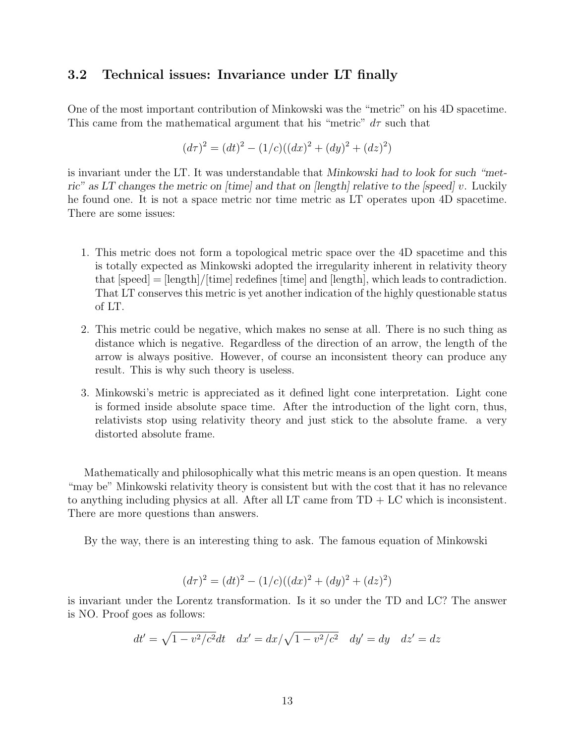### 3.2 Technical issues: Invariance under LT finally

One of the most important contribution of Minkowski was the "metric" on his 4D spacetime. This came from the mathematical argument that his "metric" $d\tau$ such that

$$(d\tau)^2 = (dt)^2 - (1/c)((dx)^2 + (dy)^2 + (dz)^2)$$

is invariant under the LT. It was understandable that *Minkowski had to look for such "metric" as LT changes the metric on [time] and that on [length] relative to the [speed] v*. Luckily he found one. It is not a space metric nor time metric as LT operates upon 4D spacetime. There are some issues:

1. This metric does not form a topological metric space over the 4D spacetime and this is totally expected as Minkowski adopted the irregularity inherent in relativity theory that [speed] = [length]/[time] redefines [time] and [length], which leads to contradiction. That LT conserves this metric is yet another indication of the highly questionable status of LT.
2. This metric could be negative, which makes no sense at all. There is no such thing as distance which is negative. Regardless of the direction of an arrow, the length of the arrow is always positive. However, of course an inconsistent theory can produce any result. This is why such theory is useless.
3. Minkowski's metric is appreciated as it defined light cone interpretation. Light cone is formed inside absolute space time. After the introduction of the light corn, thus, relativists stop using relativity theory and just stick to the absolute frame. a very distorted absolute frame.

Mathematically and philosophically what this metric means is an open question. It means "may be" Minkowski relativity theory is consistent but with the cost that it has no relevance to anything including physics at all. After all LT came from TD + LC which is inconsistent. There are more questions than answers.

By the way, there is an interesting thing to ask. The famous equation of Minkowski

$$(d\tau)^2 = (dt)^2 - (1/c)((dx)^2 + (dy)^2 + (dz)^2)$$

is invariant under the Lorentz transformation. Is it so under the TD and LC? The answer is NO. Proof goes as follows:

$$dt' = \sqrt{1 - v^2/c^2}dt \quad dx' = dx/\sqrt{1 - v^2/c^2} \quad dy' = dy \quad dz' = dz$$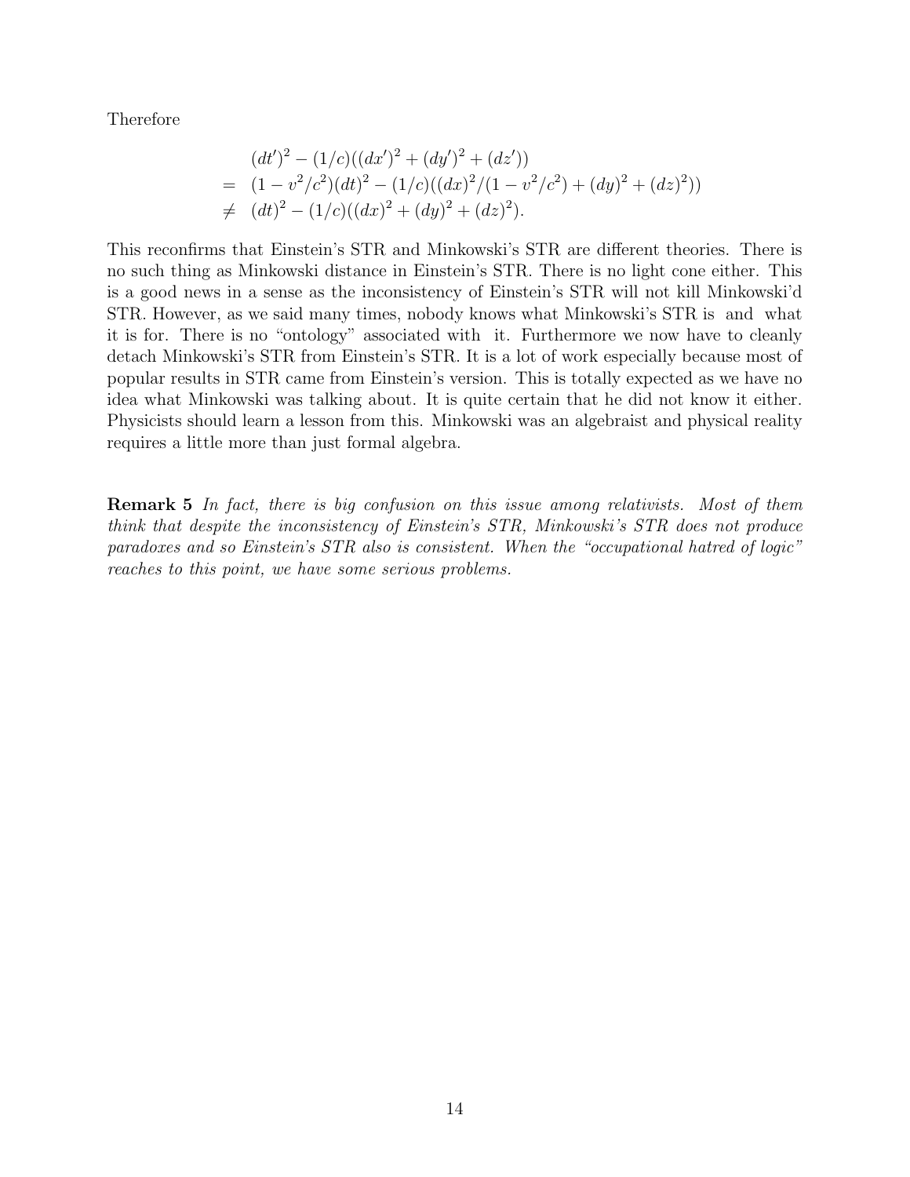Therefore

$$
\begin{aligned}
& (dt')^2 - (1/c)((dx')^2 + (dy')^2 + (dz')) \\
= \; & (1 - v^2/c^2)(dt)^2 - (1/c)((dx)^2/(1 - v^2/c^2) + (dy)^2 + (dz)^2)) \\
\neq \; & (dt)^2 - (1/c)((dx)^2 + (dy)^2 + (dz)^2).
\end{aligned}
$$

This reconfirms that Einstein's STR and Minkowski's STR are different theories. There is no such thing as Minkowski distance in Einstein's STR. There is no light cone either. This is a good news in a sense as the inconsistency of Einstein's STR will not kill Minkowski'd STR. However, as we said many times, nobody knows what Minkowski's STR is and what it is for. There is no "ontology" associated with it. Furthermore we now have to cleanly detach Minkowski's STR from Einstein's STR. It is a lot of work especially because most of popular results in STR came from Einstein's version. This is totally expected as we have no idea what Minkowski was talking about. It is quite certain that he did not know it either. Physicists should learn a lesson from this. Minkowski was an algebraist and physical reality requires a little more than just formal algebra.

**Remark 5** *In fact, there is big confusion on this issue among relativists. Most of them think that despite the inconsistency of Einstein's STR, Minkowski's STR does not produce paradoxes and so Einstein's STR also is consistent. When the "occupational hatred of logic" reaches to this point, we have some serious problems.*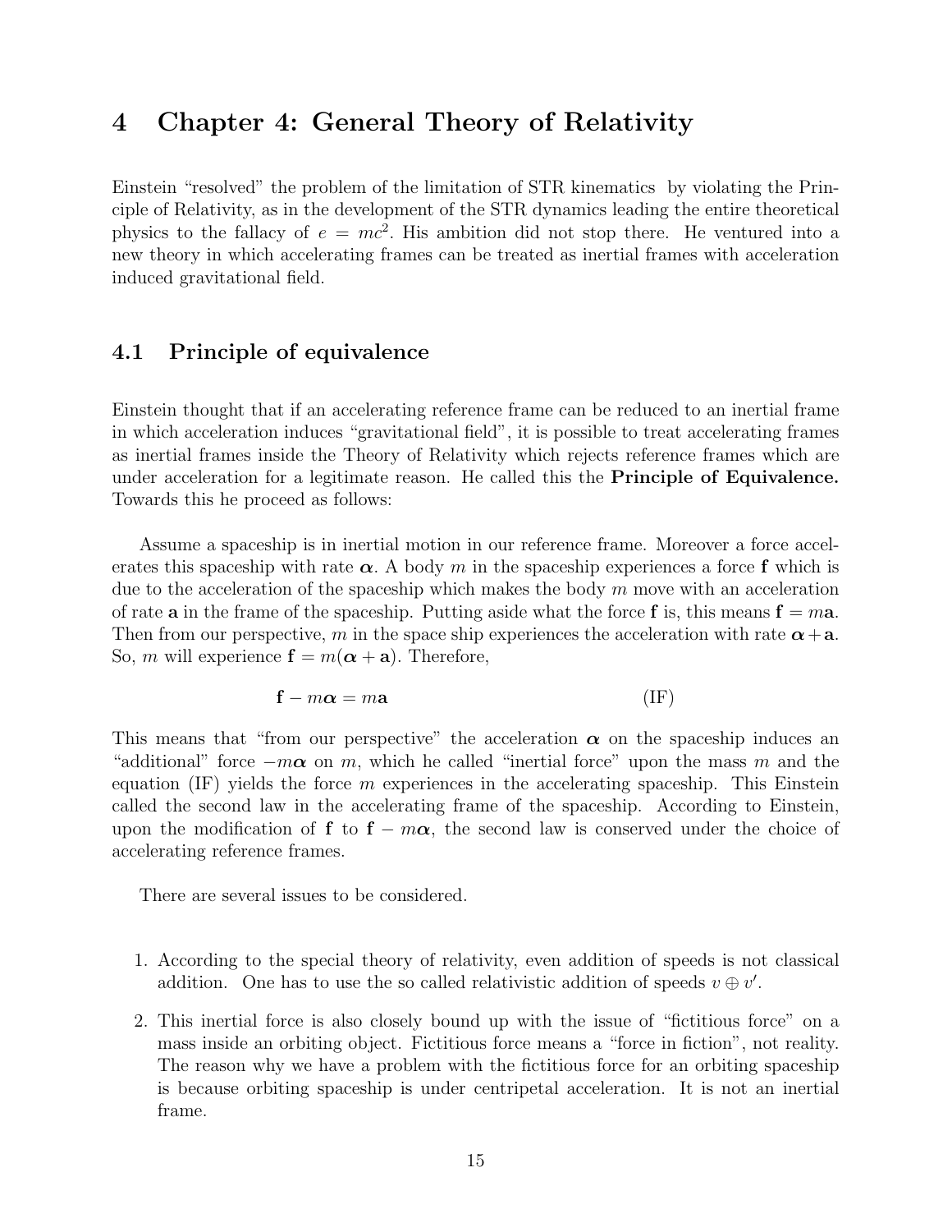# 4 Chapter 4: General Theory of Relativity

Einstein "resolved" the problem of the limitation of STR kinematics by violating the Principle of Relativity, as in the development of the STR dynamics leading the entire theoretical physics to the fallacy of $e = mc^2$. His ambition did not stop there. He ventured into a new theory in which accelerating frames can be treated as inertial frames with acceleration induced gravitational field.

## 4.1 Principle of equivalence

Einstein thought that if an accelerating reference frame can be reduced to an inertial frame in which acceleration induces "gravitational field", it is possible to treat accelerating frames as inertial frames inside the Theory of Relativity which rejects reference frames which are under acceleration for a legitimate reason. He called this the **Principle of Equivalence.** Towards this he proceed as follows:

Assume a spaceship is in inertial motion in our reference frame. Moreover a force accelerates this spaceship with rate $\boldsymbol{\alpha}$. A body $m$ in the spaceship experiences a force $\mathbf{f}$ which is due to the acceleration of the spaceship which makes the body $m$ move with an acceleration of rate $\mathbf{a}$ in the frame of the spaceship. Putting aside what the force $\mathbf{f}$ is, this means $\mathbf{f} = m\mathbf{a}$. Then from our perspective, $m$ in the space ship experiences the acceleration with rate $\boldsymbol{\alpha} + \mathbf{a}$. So, $m$ will experience $\mathbf{f} = m(\boldsymbol{\alpha} + \mathbf{a})$. Therefore,

$$\mathbf{f} - m\boldsymbol{\alpha} = m\mathbf{a} \qquad \text{(IF)}$$

This means that "from our perspective" the acceleration $\boldsymbol{\alpha}$ on the spaceship induces an "additional" force $-m\boldsymbol{\alpha}$ on $m$, which he called "inertial force" upon the mass $m$ and the equation (IF) yields the force $m$ experiences in the accelerating spaceship. This Einstein called the second law in the accelerating frame of the spaceship. According to Einstein, upon the modification of $\mathbf{f}$ to $\mathbf{f} - m\boldsymbol{\alpha}$, the second law is conserved under the choice of accelerating reference frames.

There are several issues to be considered.

1. According to the special theory of relativity, even addition of speeds is not classical addition. One has to use the so called relativistic addition of speeds $v \oplus v'$.

2. This inertial force is also closely bound up with the issue of "fictitious force" on a mass inside an orbiting object. Fictitious force means a "force in fiction", not reality. The reason why we have a problem with the fictitious force for an orbiting spaceship is because orbiting spaceship is under centripetal acceleration. It is not an inertial frame.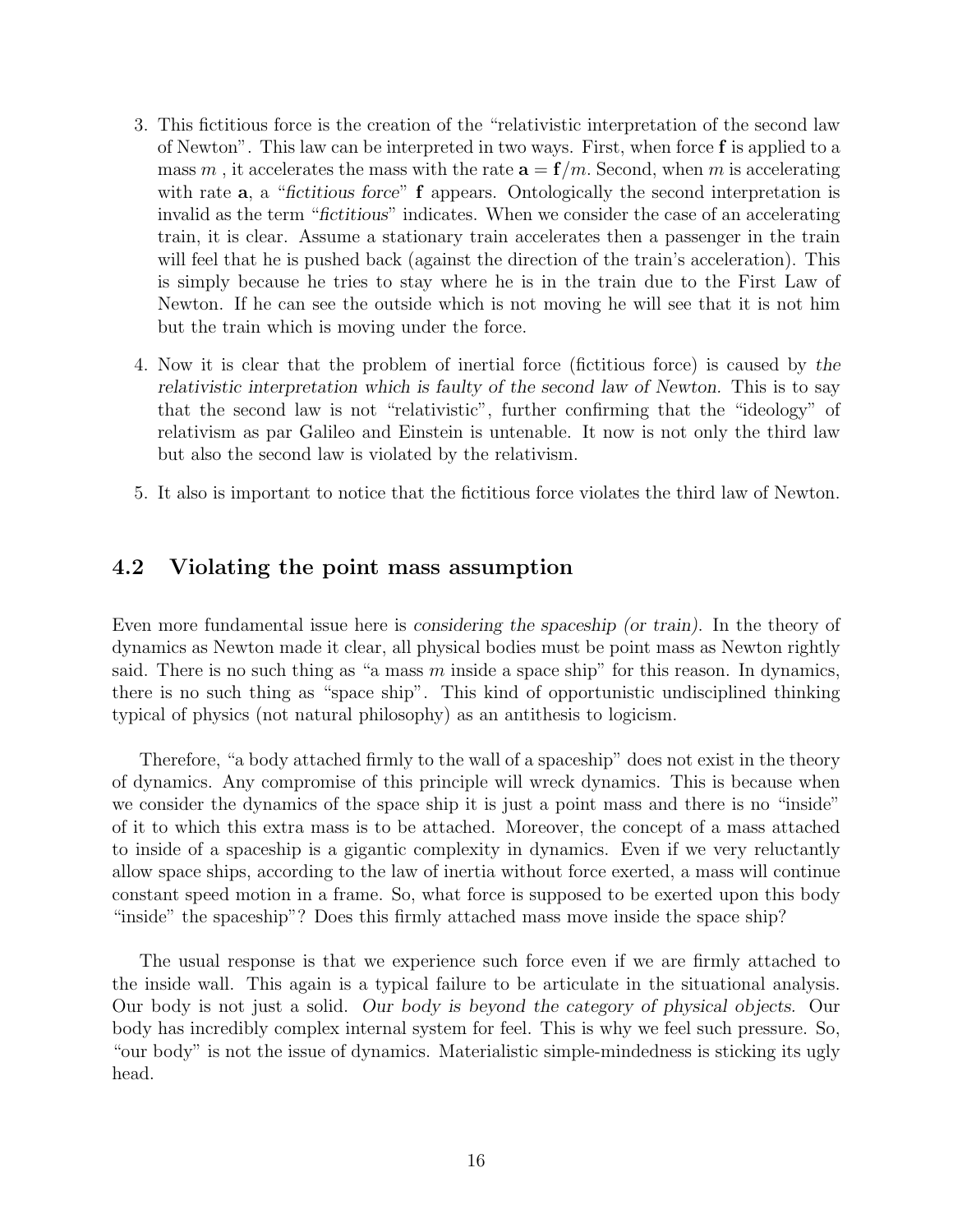3. This fictitious force is the creation of the "relativistic interpretation of the second law of Newton". This law can be interpreted in two ways. First, when force $\mathbf{f}$ is applied to a mass $m$ , it accelerates the mass with the rate $\mathbf{a} = \mathbf{f}/m$. Second, when $m$ is accelerating with rate $\mathbf{a}$, a "*fictitious force*" $\mathbf{f}$ appears. Ontologically the second interpretation is invalid as the term "*fictitious*" indicates. When we consider the case of an accelerating train, it is clear. Assume a stationary train accelerates then a passenger in the train will feel that he is pushed back (against the direction of the train's acceleration). This is simply because he tries to stay where he is in the train due to the First Law of Newton. If he can see the outside which is not moving he will see that it is not him but the train which is moving under the force.

4. Now it is clear that the problem of inertial force (fictitious force) is caused by *the relativistic interpretation which is faulty of the second law of Newton*. This is to say that the second law is not "relativistic", further confirming that the "ideology" of relativism as par Galileo and Einstein is untenable. It now is not only the third law but also the second law is violated by the relativism.

5. It also is important to notice that the fictitious force violates the third law of Newton.

## 4.2 Violating the point mass assumption

Even more fundamental issue here is *considering the spaceship (or train)*. In the theory of dynamics as Newton made it clear, all physical bodies must be point mass as Newton rightly said. There is no such thing as "a mass $m$ inside a space ship" for this reason. In dynamics, there is no such thing as "space ship". This kind of opportunistic undisciplined thinking typical of physics (not natural philosophy) as an antithesis to logicism.

Therefore, "a body attached firmly to the wall of a spaceship" does not exist in the theory of dynamics. Any compromise of this principle will wreck dynamics. This is because when we consider the dynamics of the space ship it is just a point mass and there is no "inside" of it to which this extra mass is to be attached. Moreover, the concept of a mass attached to inside of a spaceship is a gigantic complexity in dynamics. Even if we very reluctantly allow space ships, according to the law of inertia without force exerted, a mass will continue constant speed motion in a frame. So, what force is supposed to be exerted upon this body "inside" the spaceship"? Does this firmly attached mass move inside the space ship?

The usual response is that we experience such force even if we are firmly attached to the inside wall. This again is a typical failure to be articulate in the situational analysis. Our body is not just a solid. *Our body is beyond the category of physical objects.* Our body has incredibly complex internal system for feel. This is why we feel such pressure. So, "our body" is not the issue of dynamics. Materialistic simple-mindedness is sticking its ugly head.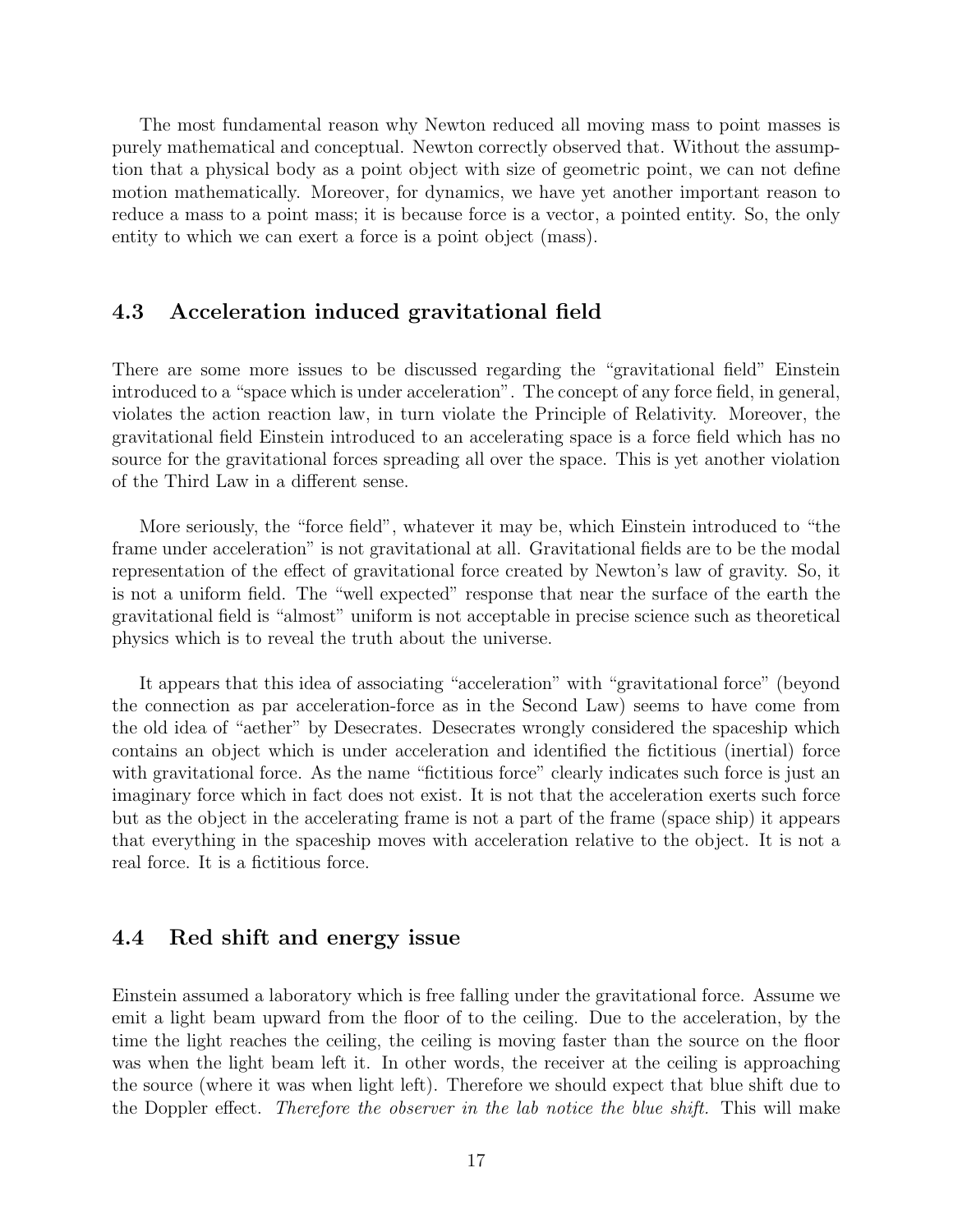The most fundamental reason why Newton reduced all moving mass to point masses is purely mathematical and conceptual. Newton correctly observed that. Without the assumption that a physical body as a point object with size of geometric point, we can not define motion mathematically. Moreover, for dynamics, we have yet another important reason to reduce a mass to a point mass; it is because force is a vector, a pointed entity. So, the only entity to which we can exert a force is a point object (mass).

## 4.3 Acceleration induced gravitational field

There are some more issues to be discussed regarding the "gravitational field" Einstein introduced to a "space which is under acceleration". The concept of any force field, in general, violates the action reaction law, in turn violate the Principle of Relativity. Moreover, the gravitational field Einstein introduced to an accelerating space is a force field which has no source for the gravitational forces spreading all over the space. This is yet another violation of the Third Law in a different sense.

More seriously, the "force field", whatever it may be, which Einstein introduced to "the frame under acceleration" is not gravitational at all. Gravitational fields are to be the modal representation of the effect of gravitational force created by Newton's law of gravity. So, it is not a uniform field. The "well expected" response that near the surface of the earth the gravitational field is "almost" uniform is not acceptable in precise science such as theoretical physics which is to reveal the truth about the universe.

It appears that this idea of associating "acceleration" with "gravitational force" (beyond the connection as par acceleration-force as in the Second Law) seems to have come from the old idea of "aether" by Desecrates. Desecrates wrongly considered the spaceship which contains an object which is under acceleration and identified the fictitious (inertial) force with gravitational force. As the name "fictitious force" clearly indicates such force is just an imaginary force which in fact does not exist. It is not that the acceleration exerts such force but as the object in the accelerating frame is not a part of the frame (space ship) it appears that everything in the spaceship moves with acceleration relative to the object. It is not a real force. It is a fictitious force.

## 4.4 Red shift and energy issue

Einstein assumed a laboratory which is free falling under the gravitational force. Assume we emit a light beam upward from the floor of to the ceiling. Due to the acceleration, by the time the light reaches the ceiling, the ceiling is moving faster than the source on the floor was when the light beam left it. In other words, the receiver at the ceiling is approaching the source (where it was when light left). Therefore we should expect that blue shift due to the Doppler effect. *Therefore the observer in the lab notice the blue shift.* This will make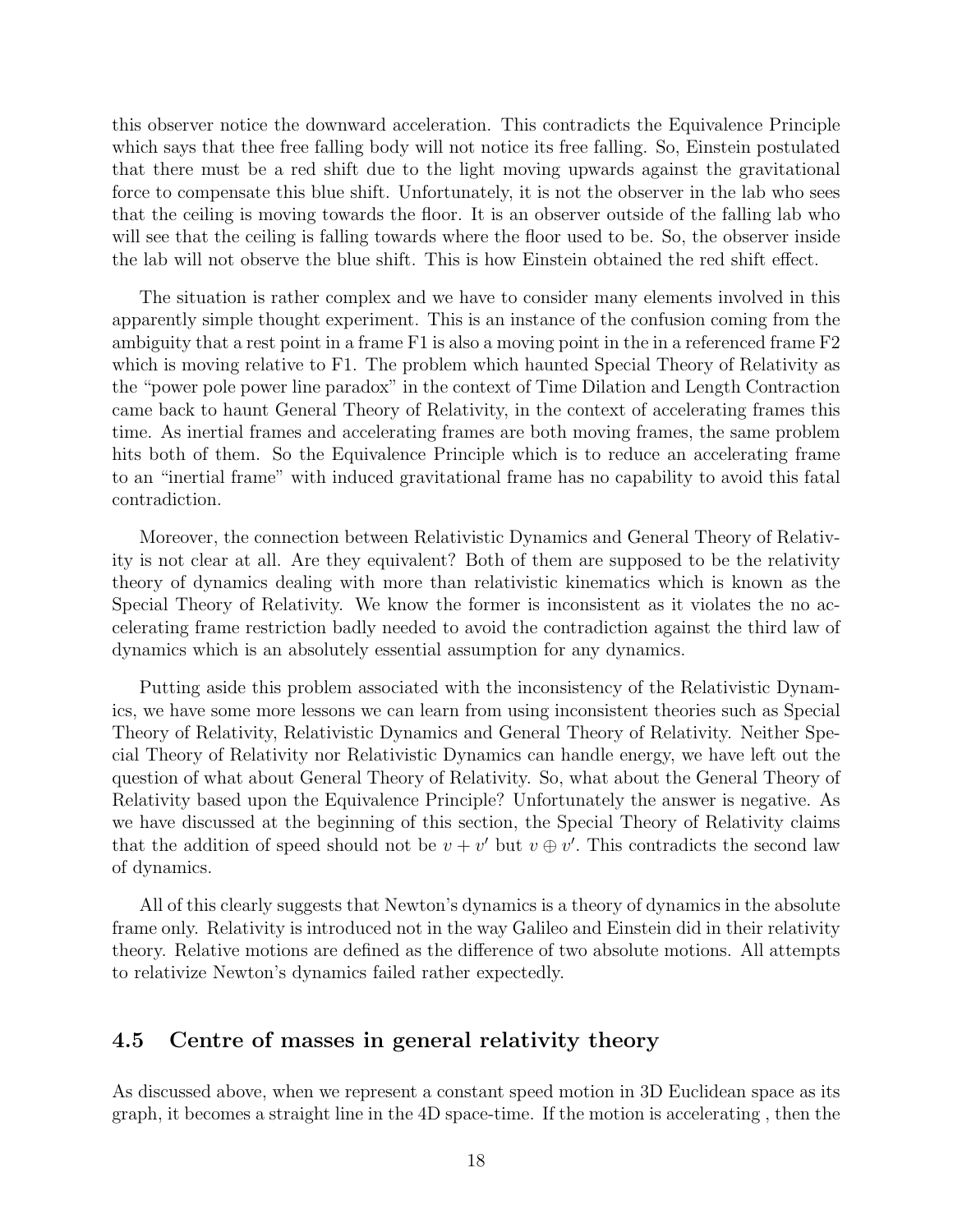this observer notice the downward acceleration. This contradicts the Equivalence Principle which says that thee free falling body will not notice its free falling. So, Einstein postulated that there must be a red shift due to the light moving upwards against the gravitational force to compensate this blue shift. Unfortunately, it is not the observer in the lab who sees that the ceiling is moving towards the floor. It is an observer outside of the falling lab who will see that the ceiling is falling towards where the floor used to be. So, the observer inside the lab will not observe the blue shift. This is how Einstein obtained the red shift effect.

The situation is rather complex and we have to consider many elements involved in this apparently simple thought experiment. This is an instance of the confusion coming from the ambiguity that a rest point in a frame F1 is also a moving point in the in a referenced frame F2 which is moving relative to F1. The problem which haunted Special Theory of Relativity as the "power pole power line paradox" in the context of Time Dilation and Length Contraction came back to haunt General Theory of Relativity, in the context of accelerating frames this time. As inertial frames and accelerating frames are both moving frames, the same problem hits both of them. So the Equivalence Principle which is to reduce an accelerating frame to an "inertial frame" with induced gravitational frame has no capability to avoid this fatal contradiction.

Moreover, the connection between Relativistic Dynamics and General Theory of Relativity is not clear at all. Are they equivalent? Both of them are supposed to be the relativity theory of dynamics dealing with more than relativistic kinematics which is known as the Special Theory of Relativity. We know the former is inconsistent as it violates the no accelerating frame restriction badly needed to avoid the contradiction against the third law of dynamics which is an absolutely essential assumption for any dynamics.

Putting aside this problem associated with the inconsistency of the Relativistic Dynamics, we have some more lessons we can learn from using inconsistent theories such as Special Theory of Relativity, Relativistic Dynamics and General Theory of Relativity. Neither Special Theory of Relativity nor Relativistic Dynamics can handle energy, we have left out the question of what about General Theory of Relativity. So, what about the General Theory of Relativity based upon the Equivalence Principle? Unfortunately the answer is negative. As we have discussed at the beginning of this section, the Special Theory of Relativity claims that the addition of speed should not be $v + v'$ but $v \oplus v'$. This contradicts the second law of dynamics.

All of this clearly suggests that Newton's dynamics is a theory of dynamics in the absolute frame only. Relativity is introduced not in the way Galileo and Einstein did in their relativity theory. Relative motions are defined as the difference of two absolute motions. All attempts to relativize Newton's dynamics failed rather expectedly.

### 4.5 Centre of masses in general relativity theory

As discussed above, when we represent a constant speed motion in 3D Euclidean space as its graph, it becomes a straight line in the 4D space-time. If the motion is accelerating , then the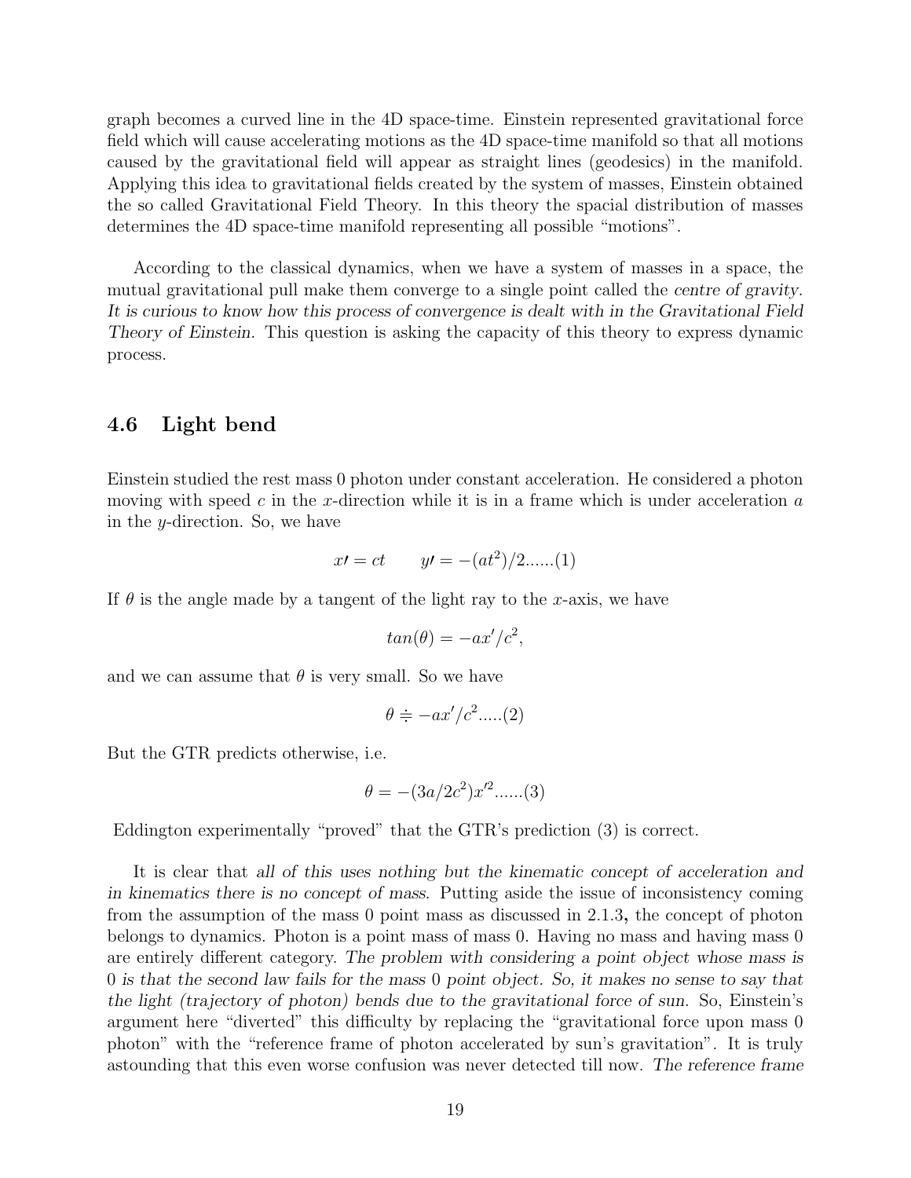graph becomes a curved line in the 4D space-time. Einstein represented gravitational force field which will cause accelerating motions as the 4D space-time manifold so that all motions caused by the gravitational field will appear as straight lines (geodesics) in the manifold. Applying this idea to gravitational fields created by the system of masses, Einstein obtained the so called Gravitational Field Theory. In this theory the spacial distribution of masses determines the 4D space-time manifold representing all possible "motions".

According to the classical dynamics, when we have a system of masses in a space, the mutual gravitational pull make them converge to a single point called the *centre of gravity. It is curious to know how this process of convergence is dealt with in the Gravitational Field Theory of Einstein.* This question is asking the capacity of this theory to express dynamic process.

## 4.6 Light bend

Einstein studied the rest mass 0 photon under constant acceleration. He considered a photon moving with speed $c$ in the $x$-direction while it is in a frame which is under acceleration $a$ in the $y$-direction. So, we have

$$x\prime = ct \qquad y\prime = -(at^2)/2......(1)$$

If $\theta$ is the angle made by a tangent of the light ray to the $x$-axis, we have

$$tan(\theta) = -ax'/c^2,$$

and we can assume that $\theta$ is very small. So we have

$$\theta \doteqdot -ax'/c^2.....(2)$$

But the GTR predicts otherwise, i.e.

$$\theta = -(3a/2c^2)x'^2......(3)$$

Eddington experimentally "proved" that the GTR's prediction (3) is correct.

It is clear that *all of this uses nothing but the kinematic concept of acceleration and in kinematics there is no concept of mass.* Putting aside the issue of inconsistency coming from the assumption of the mass 0 point mass as discussed in 2.1.3**,** the concept of photon belongs to dynamics. Photon is a point mass of mass 0. Having no mass and having mass 0 are entirely different category. *The problem with considering a point object whose mass is 0 is that the second law fails for the mass 0 point object. So, it makes no sense to say that the light (trajectory of photon) bends due to the gravitational force of sun.* So, Einstein's argument here "diverted" this difficulty by replacing the "gravitational force upon mass 0 photon" with the "reference frame of photon accelerated by sun's gravitation". It is truly astounding that this even worse confusion was never detected till now. *The reference frame*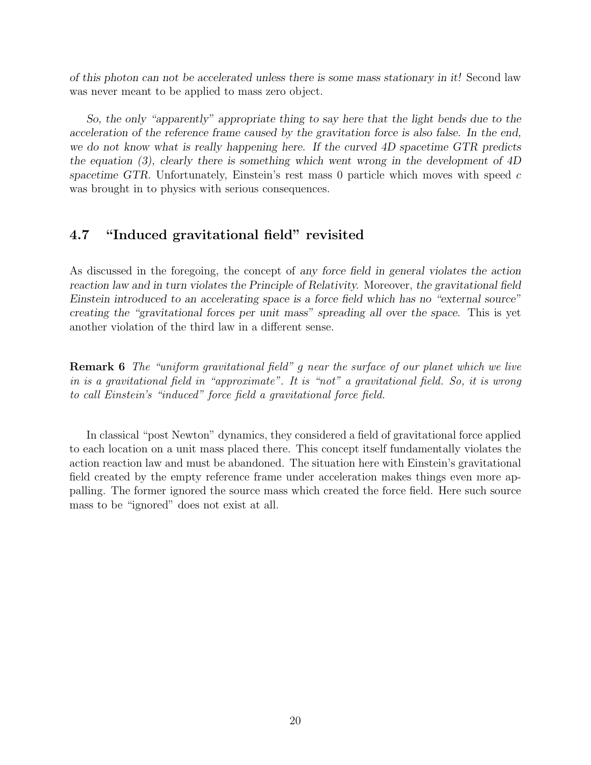*of this photon can not be accelerated unless there is some mass stationary in it!* Second law was never meant to be applied to mass zero object.

*So, the only "apparently" appropriate thing to say here that the light bends due to the acceleration of the reference frame caused by the gravitation force is also false. In the end, we do not know what is really happening here. If the curved 4D spacetime GTR predicts the equation (3), clearly there is something which went wrong in the development of 4D spacetime GTR.* Unfortunately, Einstein's rest mass 0 particle which moves with speed $c$ was brought in to physics with serious consequences.

## 4.7 "Induced gravitational field" revisited

As discussed in the foregoing, the concept of *any force field in general violates the action reaction law and in turn violates the Principle of Relativity*. Moreover, *the gravitational field Einstein introduced to an accelerating space is a force field which has no "external source" creating the "gravitational forces per unit mass" spreading all over the space*. This is yet another violation of the third law in a different sense.

**Remark 6** *The "uniform gravitational field" $g$ near the surface of our planet which we live in is a gravitational field in "approximate". It is "not" a gravitational field. So, it is wrong to call Einstein's "induced" force field a gravitational force field.*

In classical "post Newton" dynamics, they considered a field of gravitational force applied to each location on a unit mass placed there. This concept itself fundamentally violates the action reaction law and must be abandoned. The situation here with Einstein's gravitational field created by the empty reference frame under acceleration makes things even more appalling. The former ignored the source mass which created the force field. Here such source mass to be "ignored" does not exist at all.